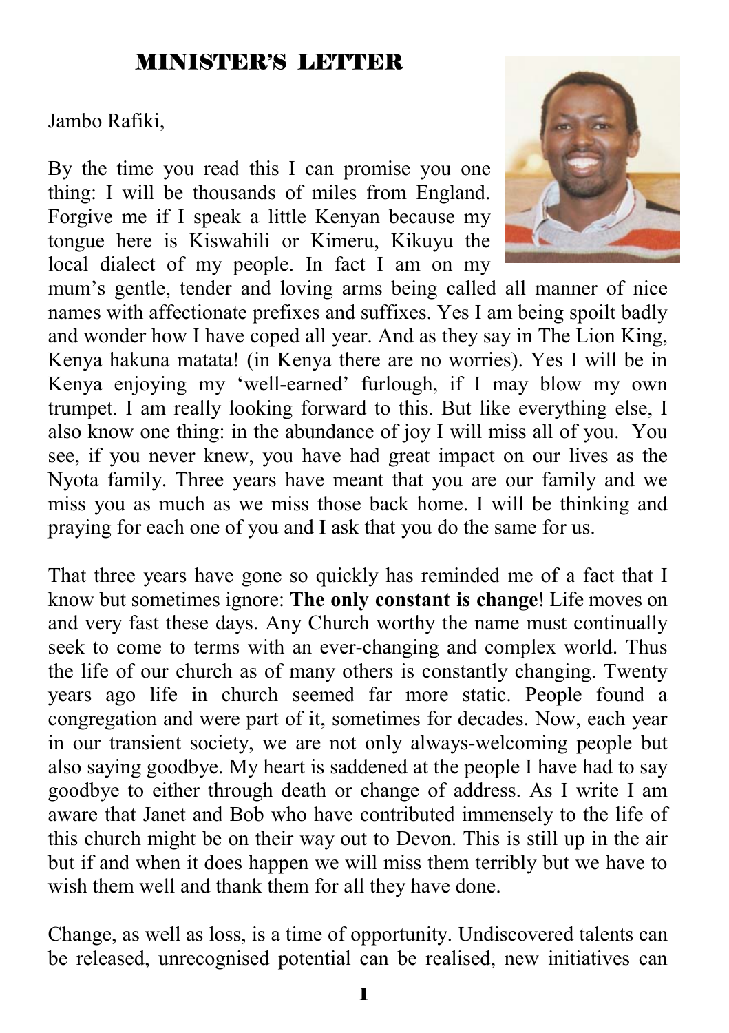# MINISTER'S LETTER

Jambo Rafiki,

By the time you read this I can promise you one thing: I will be thousands of miles from England. Forgive me if I speak a little Kenyan because my tongue here is Kiswahili or Kimeru, Kikuyu the local dialect of my people. In fact I am on my mum's gentle, tender and loving arms being called all manner of nice names with affectionate prefixes and suffixes. Yes I am being spoilt badly and wonder how I have coped all year. And as they say in The Lion King, Kenya hakuna matata! (in Kenya there are no worries). Yes I will be in Kenya enjoying my 'well-earned' furlough, if I may blow my own trumpet. I am really looking forward to this. But like everything else, I also know one thing: in the abundance of joy I will miss all of you. You see, if you never knew, you have had great impact on our lives as the Nyota family. Three years have meant that you are our family and we miss you as much as we miss those back home. I will be thinking and praying for each one of you and I ask that you do the same for us.

That three years have gone so quickly has reminded me of a fact that I know but sometimes ignore: **The only constant is change**! Life moves on and very fast these days. Any Church worthy the name must continually seek to come to terms with an ever-changing and complex world. Thus the life of our church as of many others is constantly changing. Twenty years ago life in church seemed far more static. People found a congregation and were part of it, sometimes for decades. Now, each year in our transient society, we are not only always-welcoming people but also saying goodbye. My heart is saddened at the people I have had to say goodbye to either through death or change of address. As I write I am aware that Janet and Bob who have contributed immensely to the life of this church might be on their way out to Devon. This is still up in the air but if and when it does happen we will miss them terribly but we have to wish them well and thank them for all they have done.

Change, as well as loss, is a time of opportunity. Undiscovered talents can be released, unrecognised potential can be realised, new initiatives can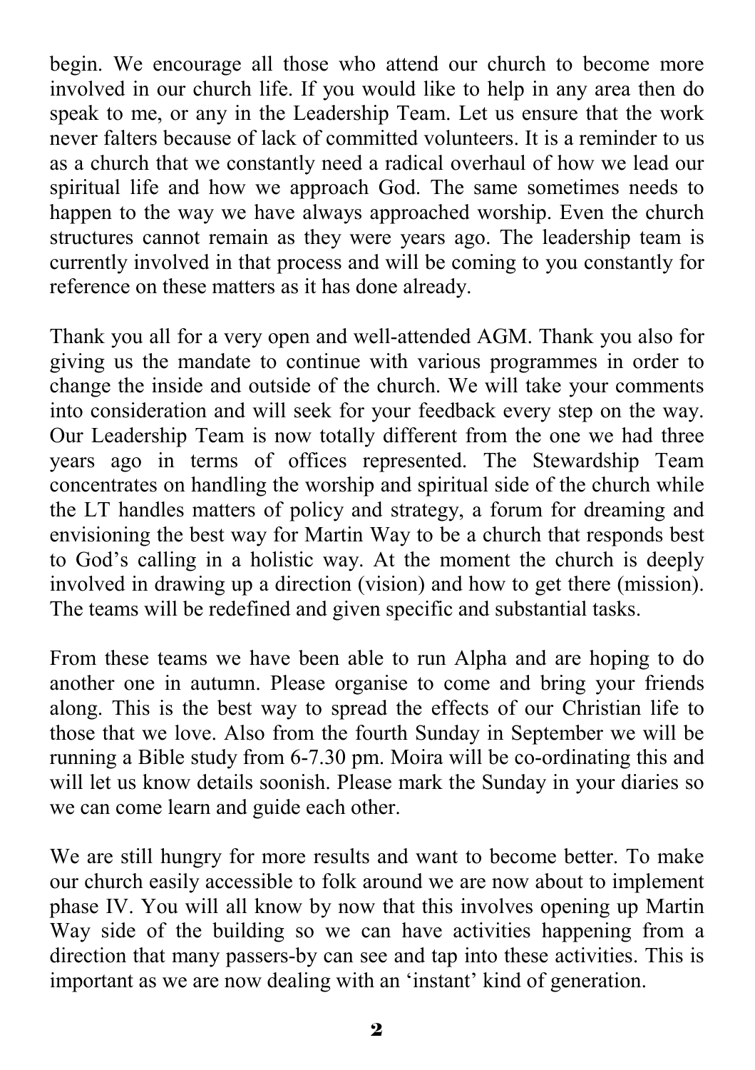begin. We encourage all those who attend our church to become more involved in our church life. If you would like to help in any area then do speak to me, or any in the Leadership Team. Let us ensure that the work never falters because of lack of committed volunteers. It is a reminder to us as a church that we constantly need a radical overhaul of how we lead our spiritual life and how we approach God. The same sometimes needs to happen to the way we have always approached worship. Even the church structures cannot remain as they were years ago. The leadership team is currently involved in that process and will be coming to you constantly for reference on these matters as it has done already.

Thank you all for a very open and well-attended AGM. Thank you also for giving us the mandate to continue with various programmes in order to change the inside and outside of the church. We will take your comments into consideration and will seek for your feedback every step on the way. Our Leadership Team is now totally different from the one we had three years ago in terms of offices represented. The Stewardship Team concentrates on handling the worship and spiritual side of the church while the LT handles matters of policy and strategy, a forum for dreaming and envisioning the best way for Martin Way to be a church that responds best to God's calling in a holistic way. At the moment the church is deeply involved in drawing up a direction (vision) and how to get there (mission). The teams will be redefined and given specific and substantial tasks.

From these teams we have been able to run Alpha and are hoping to do another one in autumn. Please organise to come and bring your friends along. This is the best way to spread the effects of our Christian life to those that we love. Also from the fourth Sunday in September we will be running a Bible study from 6-7.30 pm. Moira will be co-ordinating this and will let us know details soonish. Please mark the Sunday in your diaries so we can come learn and guide each other.

We are still hungry for more results and want to become better. To make our church easily accessible to folk around we are now about to implement phase IV. You will all know by now that this involves opening up Martin Way side of the building so we can have activities happening from a direction that many passers-by can see and tap into these activities. This is important as we are now dealing with an 'instant' kind of generation.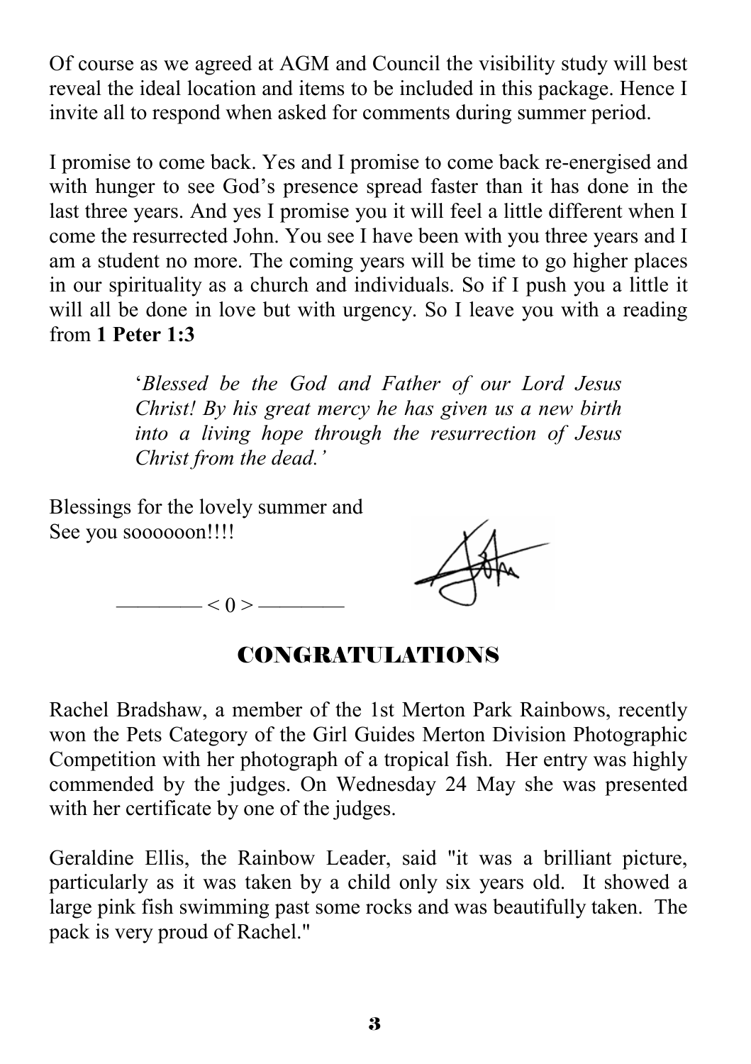Of course as we agreed at AGM and Council the visibility study will best reveal the ideal location and items to be included in this package. Hence I invite all to respond when asked for comments during summer period.

I promise to come back. Yes and I promise to come back re-energised and with hunger to see God's presence spread faster than it has done in the last three years. And yes I promise you it will feel a little different when I come the resurrected John. You see I have been with you three years and I am a student no more. The coming years will be time to go higher places in our spirituality as a church and individuals. So if I push you a little it will all be done in love but with urgency. So I leave you with a reading from **1 Peter 1:3**

> '*Blessed be the God and Father of our Lord Jesus Christ! By his great mercy he has given us a new birth into a living hope through the resurrection of Jesus Christ from the dead.'*

Blessings for the lovely summer and
See you soooooon!!!!

———— < 0 > ————

## CONGRATULATIONS

Rachel Bradshaw, a member of the 1st Merton Park Rainbows, recently won the Pets Category of the Girl Guides Merton Division Photographic Competition with her photograph of a tropical fish. Her entry was highly commended by the judges. On Wednesday 24 May she was presented with her certificate by one of the judges.

Geraldine Ellis, the Rainbow Leader, said "it was a brilliant picture, particularly as it was taken by a child only six years old. It showed a large pink fish swimming past some rocks and was beautifully taken. The pack is very proud of Rachel."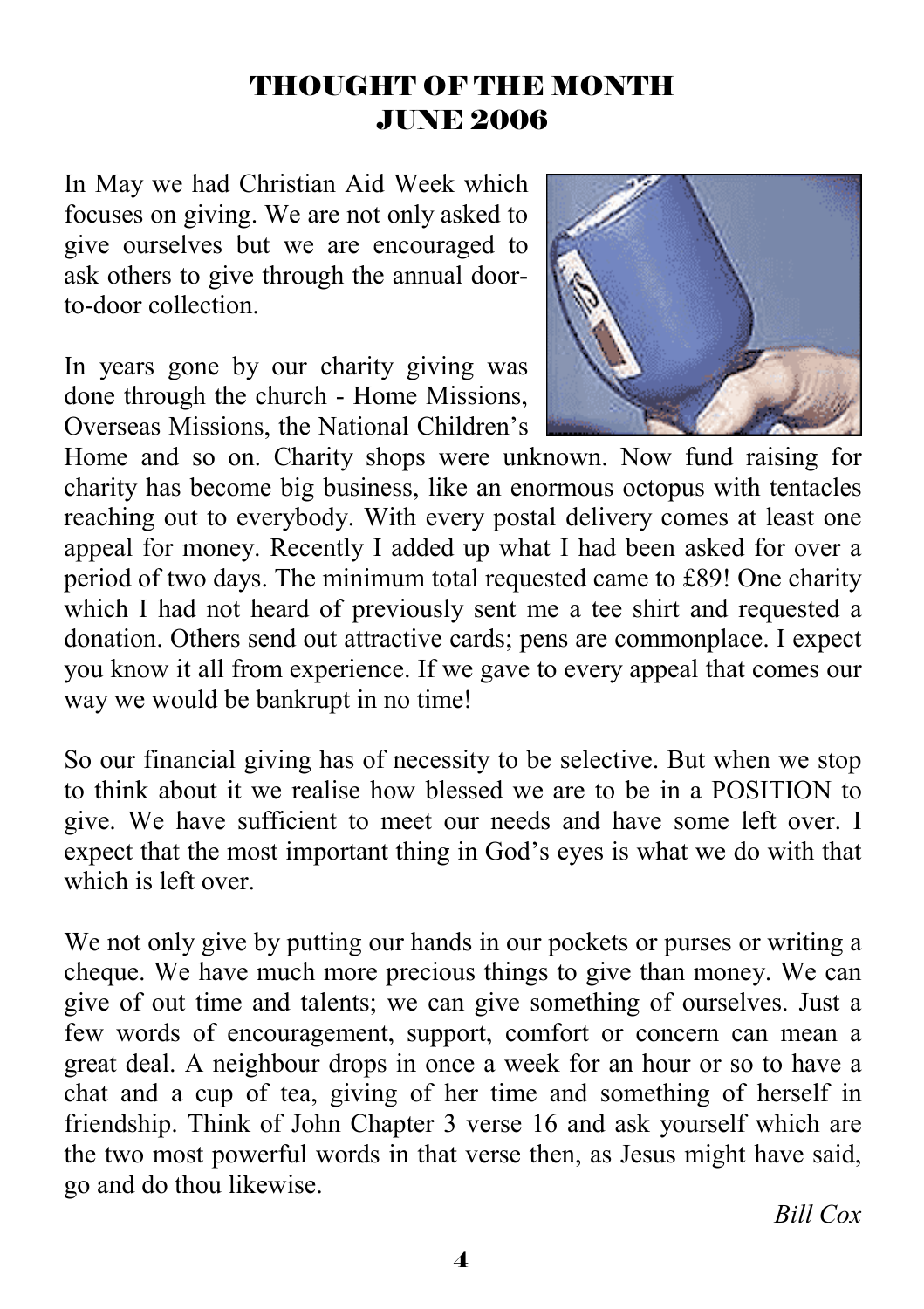# THOUGHT OF THE MONTH
# JUNE 2006

In May we had Christian Aid Week which focuses on giving. We are not only asked to give ourselves but we are encouraged to ask others to give through the annual door-to-door collection.

In years gone by our charity giving was done through the church - Home Missions, Overseas Missions, the National Children's Home and so on. Charity shops were unknown. Now fund raising for charity has become big business, like an enormous octopus with tentacles reaching out to everybody. With every postal delivery comes at least one appeal for money. Recently I added up what I had been asked for over a period of two days. The minimum total requested came to £89! One charity which I had not heard of previously sent me a tee shirt and requested a donation. Others send out attractive cards; pens are commonplace. I expect you know it all from experience. If we gave to every appeal that comes our way we would be bankrupt in no time!

So our financial giving has of necessity to be selective. But when we stop to think about it we realise how blessed we are to be in a POSITION to give. We have sufficient to meet our needs and have some left over. I expect that the most important thing in God's eyes is what we do with that which is left over.

We not only give by putting our hands in our pockets or purses or writing a cheque. We have much more precious things to give than money. We can give of out time and talents; we can give something of ourselves. Just a few words of encouragement, support, comfort or concern can mean a great deal. A neighbour drops in once a week for an hour or so to have a chat and a cup of tea, giving of her time and something of herself in friendship. Think of John Chapter 3 verse 16 and ask yourself which are the two most powerful words in that verse then, as Jesus might have said, go and do thou likewise.

*Bill Cox*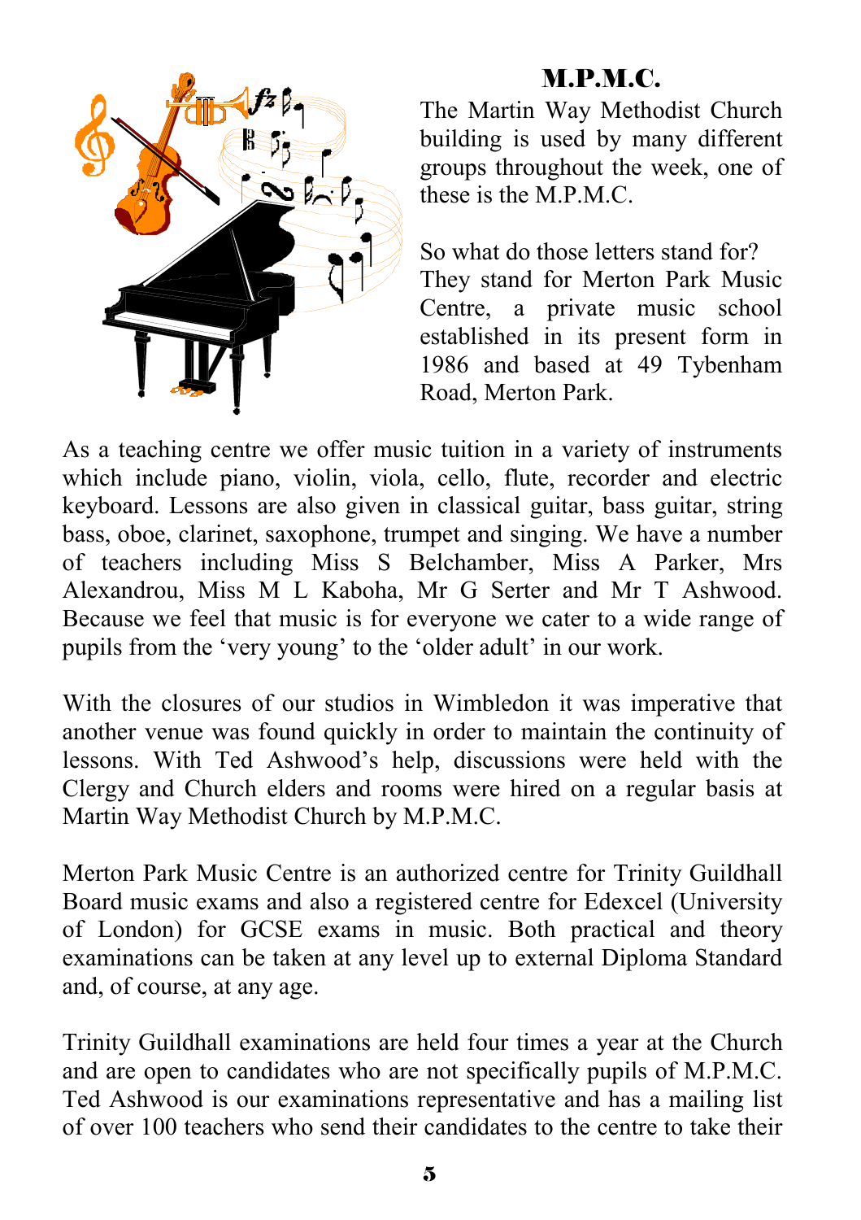## M.P.M.C.

The Martin Way Methodist Church building is used by many different groups throughout the week, one of these is the M.P.M.C.

So what do those letters stand for? They stand for Merton Park Music Centre, a private music school established in its present form in 1986 and based at 49 Tybenham Road, Merton Park.

As a teaching centre we offer music tuition in a variety of instruments which include piano, violin, viola, cello, flute, recorder and electric keyboard. Lessons are also given in classical guitar, bass guitar, string bass, oboe, clarinet, saxophone, trumpet and singing. We have a number of teachers including Miss S Belchamber, Miss A Parker, Mrs Alexandrou, Miss M L Kaboha, Mr G Serter and Mr T Ashwood. Because we feel that music is for everyone we cater to a wide range of pupils from the 'very young' to the 'older adult' in our work.

With the closures of our studios in Wimbledon it was imperative that another venue was found quickly in order to maintain the continuity of lessons. With Ted Ashwood's help, discussions were held with the Clergy and Church elders and rooms were hired on a regular basis at Martin Way Methodist Church by M.P.M.C.

Merton Park Music Centre is an authorized centre for Trinity Guildhall Board music exams and also a registered centre for Edexcel (University of London) for GCSE exams in music. Both practical and theory examinations can be taken at any level up to external Diploma Standard and, of course, at any age.

Trinity Guildhall examinations are held four times a year at the Church and are open to candidates who are not specifically pupils of M.P.M.C. Ted Ashwood is our examinations representative and has a mailing list of over 100 teachers who send their candidates to the centre to take their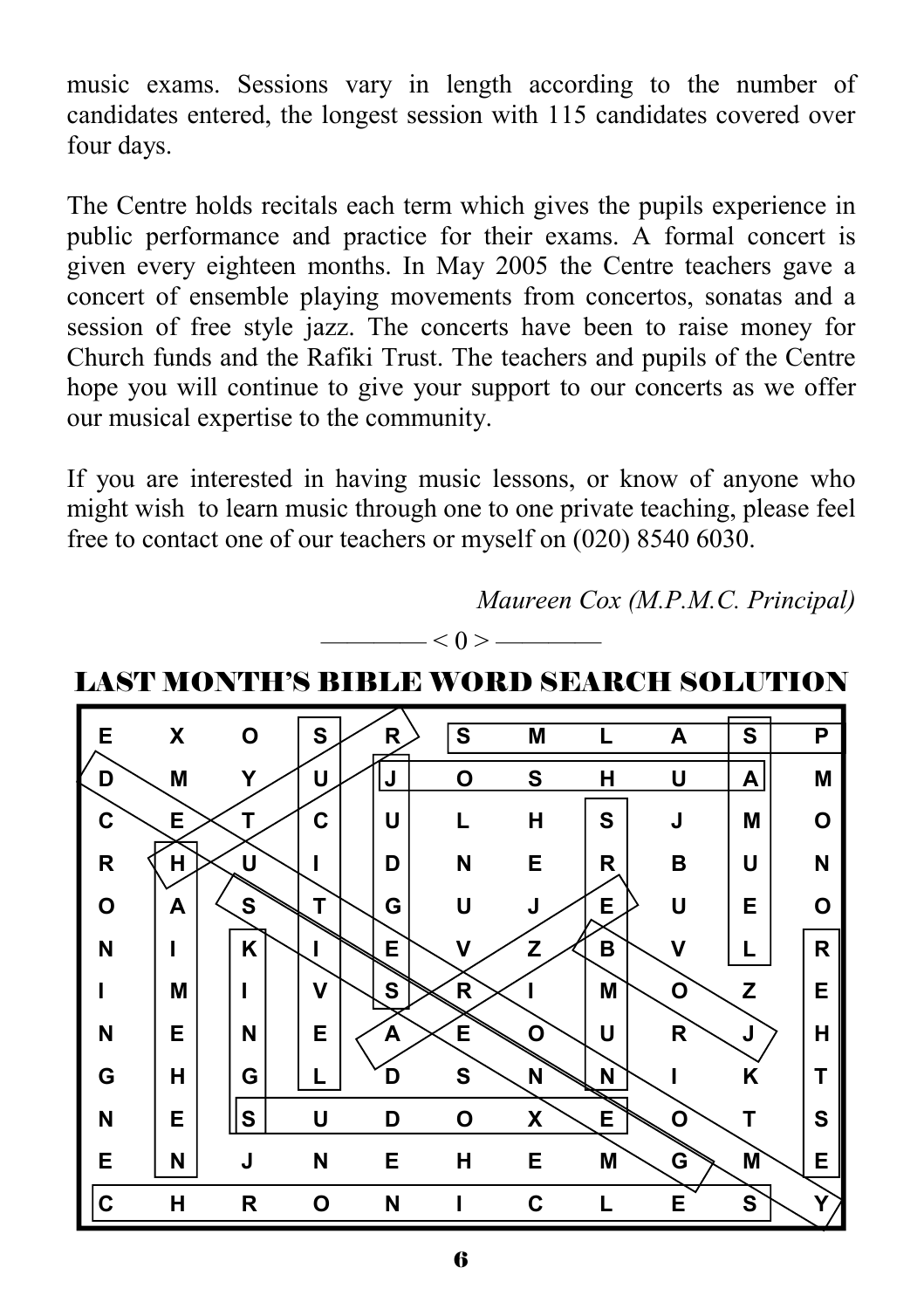music exams. Sessions vary in length according to the number of candidates entered, the longest session with 115 candidates covered over four days.

The Centre holds recitals each term which gives the pupils experience in public performance and practice for their exams. A formal concert is given every eighteen months. In May 2005 the Centre teachers gave a concert of ensemble playing movements from concertos, sonatas and a session of free style jazz. The concerts have been to raise money for Church funds and the Rafiki Trust. The teachers and pupils of the Centre hope you will continue to give your support to our concerts as we offer our musical expertise to the community.

If you are interested in having music lessons, or know of anyone who might wish to learn music through one to one private teaching, please feel free to contact one of our teachers or myself on (020) 8540 6030.

*Maureen Cox (M.P.M.C. Principal)*

———— < 0 > ————

## LAST MONTH'S BIBLE WORD SEARCH SOLUTION

| | | | | | | | | | | |
|---|---|---|---|---|---|---|---|---|---|---|
| E | X | O | S | R | S | M | L | A | S | P |
| D | M | Y | U | J | O | S | H | U | A | M |
| C | E | T | C | U | L | H | S | J | M | O |
| R | H | U | I | D | N | E | R | B | U | N |
| O | A | S | T | G | U | J | E | U | E | O |
| N | I | K | I | E | V | Z | B | V | L | R |
| I | M | I | V | S | R | I | M | O | Z | E |
| N | E | N | E | A | E | O | U | R | J | H |
| G | H | G | L | D | S | N | N | I | K | T |
| N | E | S | U | D | O | X | E | O | T | S |
| E | N | J | N | E | H | E | M | G | M | E |
| C | H | R | O | N | I | C | L | E | S | Y |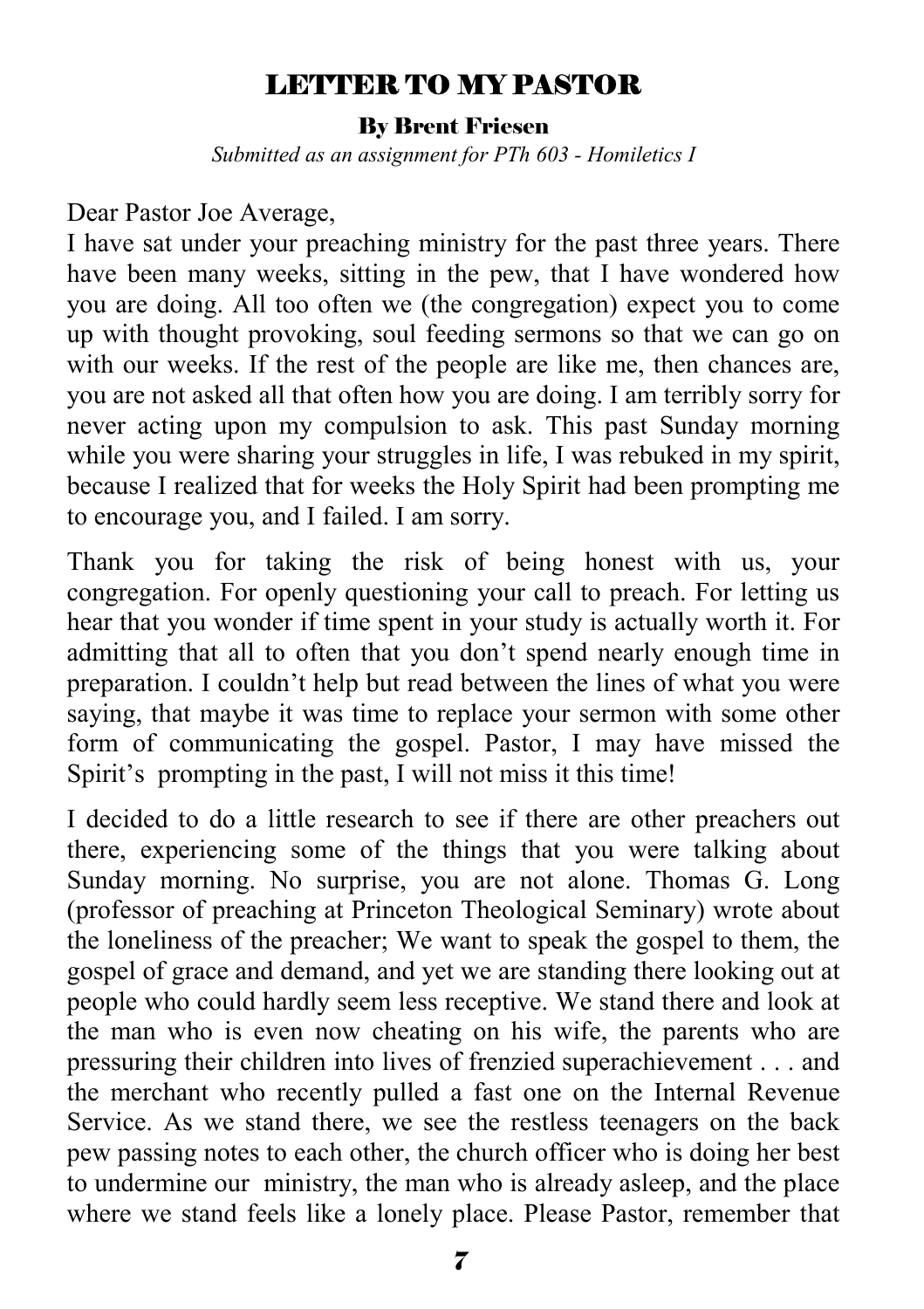## LETTER TO MY PASTOR

**By Brent Friesen**

*Submitted as an assignment for PTh 603 - Homiletics I*

Dear Pastor Joe Average,

I have sat under your preaching ministry for the past three years. There have been many weeks, sitting in the pew, that I have wondered how you are doing. All too often we (the congregation) expect you to come up with thought provoking, soul feeding sermons so that we can go on with our weeks. If the rest of the people are like me, then chances are, you are not asked all that often how you are doing. I am terribly sorry for never acting upon my compulsion to ask. This past Sunday morning while you were sharing your struggles in life, I was rebuked in my spirit, because I realized that for weeks the Holy Spirit had been prompting me to encourage you, and I failed. I am sorry.

Thank you for taking the risk of being honest with us, your congregation. For openly questioning your call to preach. For letting us hear that you wonder if time spent in your study is actually worth it. For admitting that all to often that you don't spend nearly enough time in preparation. I couldn't help but read between the lines of what you were saying, that maybe it was time to replace your sermon with some other form of communicating the gospel. Pastor, I may have missed the Spirit's prompting in the past, I will not miss it this time!

I decided to do a little research to see if there are other preachers out there, experiencing some of the things that you were talking about Sunday morning. No surprise, you are not alone. Thomas G. Long (professor of preaching at Princeton Theological Seminary) wrote about the loneliness of the preacher; We want to speak the gospel to them, the gospel of grace and demand, and yet we are standing there looking out at people who could hardly seem less receptive. We stand there and look at the man who is even now cheating on his wife, the parents who are pressuring their children into lives of frenzied superachievement . . . and the merchant who recently pulled a fast one on the Internal Revenue Service. As we stand there, we see the restless teenagers on the back pew passing notes to each other, the church officer who is doing her best to undermine our ministry, the man who is already asleep, and the place where we stand feels like a lonely place. Please Pastor, remember that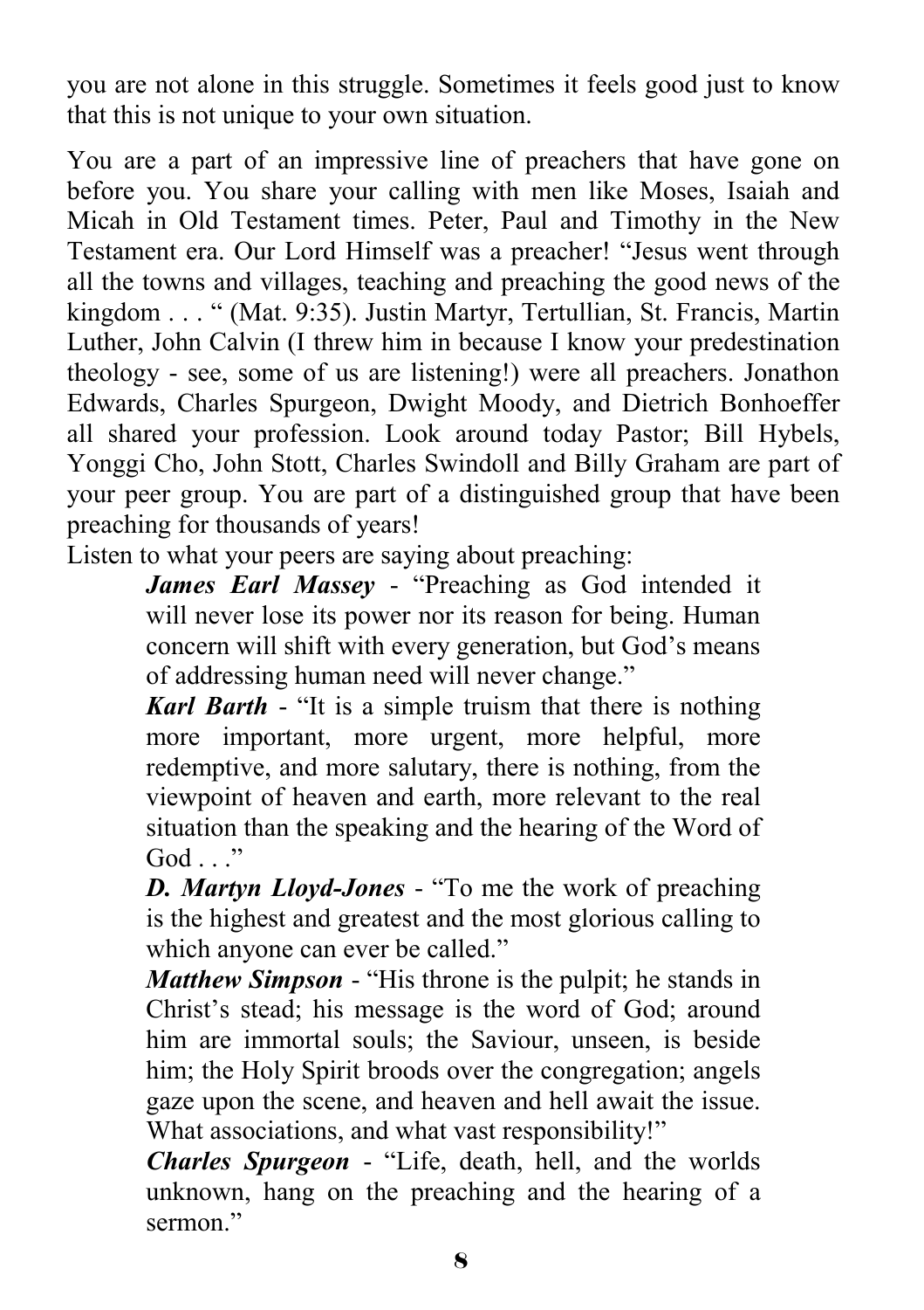you are not alone in this struggle. Sometimes it feels good just to know that this is not unique to your own situation.

You are a part of an impressive line of preachers that have gone on before you. You share your calling with men like Moses, Isaiah and Micah in Old Testament times. Peter, Paul and Timothy in the New Testament era. Our Lord Himself was a preacher! “Jesus went through all the towns and villages, teaching and preaching the good news of the kingdom . . . “ (Mat. 9:35). Justin Martyr, Tertullian, St. Francis, Martin Luther, John Calvin (I threw him in because I know your predestination theology - see, some of us are listening!) were all preachers. Jonathon Edwards, Charles Spurgeon, Dwight Moody, and Dietrich Bonhoeffer all shared your profession. Look around today Pastor; Bill Hybels, Yonggi Cho, John Stott, Charles Swindoll and Billy Graham are part of your peer group. You are part of a distinguished group that have been preaching for thousands of years!

Listen to what your peers are saying about preaching:

> ***James Earl Massey*** - “Preaching as God intended it will never lose its power nor its reason for being. Human concern will shift with every generation, but God’s means of addressing human need will never change.”
>
> ***Karl Barth*** - “It is a simple truism that there is nothing more important, more urgent, more helpful, more redemptive, and more salutary, there is nothing, from the viewpoint of heaven and earth, more relevant to the real situation than the speaking and the hearing of the Word of God . . .”
>
> ***D. Martyn Lloyd-Jones*** - “To me the work of preaching is the highest and greatest and the most glorious calling to which anyone can ever be called.”
>
> ***Matthew Simpson*** - “His throne is the pulpit; he stands in Christ’s stead; his message is the word of God; around him are immortal souls; the Saviour, unseen, is beside him; the Holy Spirit broods over the congregation; angels gaze upon the scene, and heaven and hell await the issue. What associations, and what vast responsibility!”
>
> ***Charles Spurgeon*** - “Life, death, hell, and the worlds unknown, hang on the preaching and the hearing of a sermon.”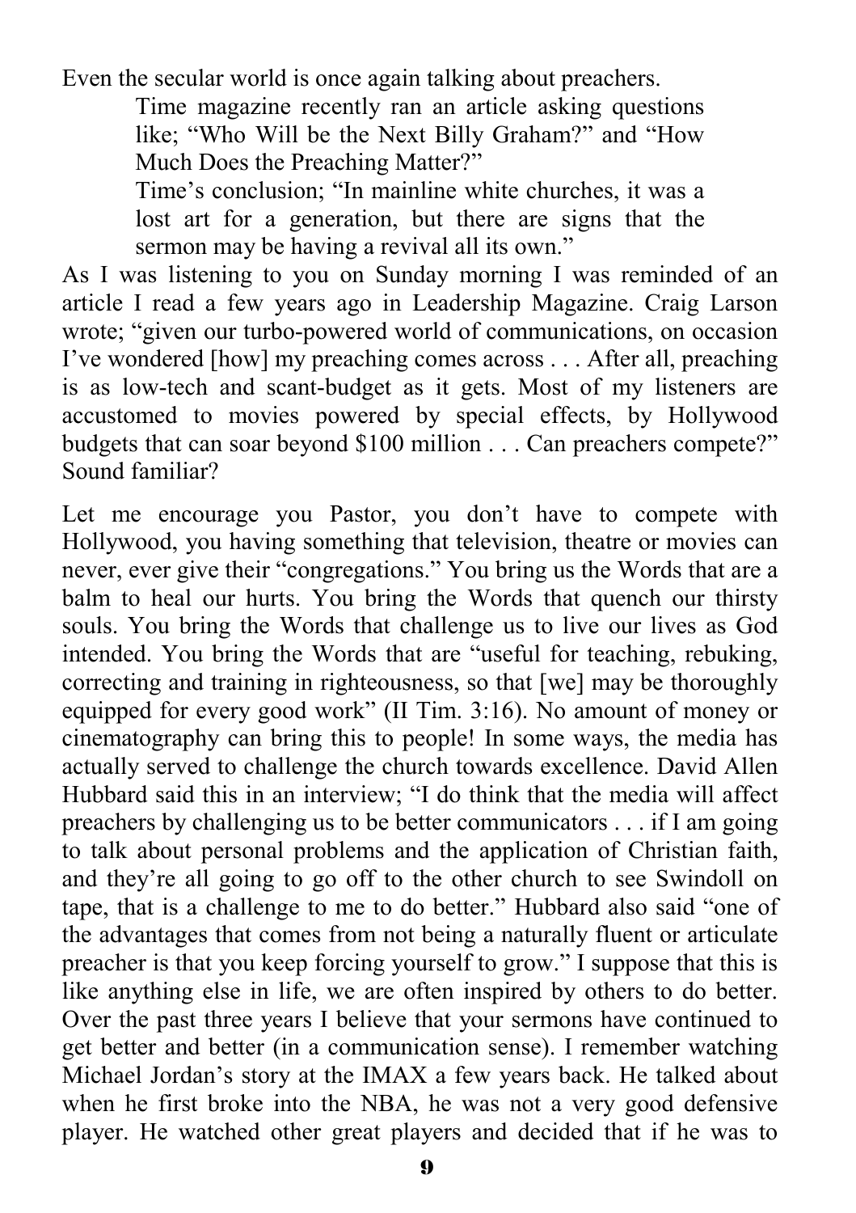Even the secular world is once again talking about preachers.

> Time magazine recently ran an article asking questions like; “Who Will be the Next Billy Graham?” and “How Much Does the Preaching Matter?”
>
> Time’s conclusion; “In mainline white churches, it was a lost art for a generation, but there are signs that the sermon may be having a revival all its own.”

As I was listening to you on Sunday morning I was reminded of an article I read a few years ago in Leadership Magazine. Craig Larson wrote; “given our turbo-powered world of communications, on occasion I’ve wondered [how] my preaching comes across . . . After all, preaching is as low-tech and scant-budget as it gets. Most of my listeners are accustomed to movies powered by special effects, by Hollywood budgets that can soar beyond $100 million . . . Can preachers compete?” Sound familiar?

Let me encourage you Pastor, you don’t have to compete with Hollywood, you having something that television, theatre or movies can never, ever give their “congregations.” You bring us the Words that are a balm to heal our hurts. You bring the Words that quench our thirsty souls. You bring the Words that challenge us to live our lives as God intended. You bring the Words that are “useful for teaching, rebuking, correcting and training in righteousness, so that [we] may be thoroughly equipped for every good work” (II Tim. 3:16). No amount of money or cinematography can bring this to people! In some ways, the media has actually served to challenge the church towards excellence. David Allen Hubbard said this in an interview; “I do think that the media will affect preachers by challenging us to be better communicators . . . if I am going to talk about personal problems and the application of Christian faith, and they’re all going to go off to the other church to see Swindoll on tape, that is a challenge to me to do better.” Hubbard also said “one of the advantages that comes from not being a naturally fluent or articulate preacher is that you keep forcing yourself to grow.” I suppose that this is like anything else in life, we are often inspired by others to do better. Over the past three years I believe that your sermons have continued to get better and better (in a communication sense). I remember watching Michael Jordan’s story at the IMAX a few years back. He talked about when he first broke into the NBA, he was not a very good defensive player. He watched other great players and decided that if he was to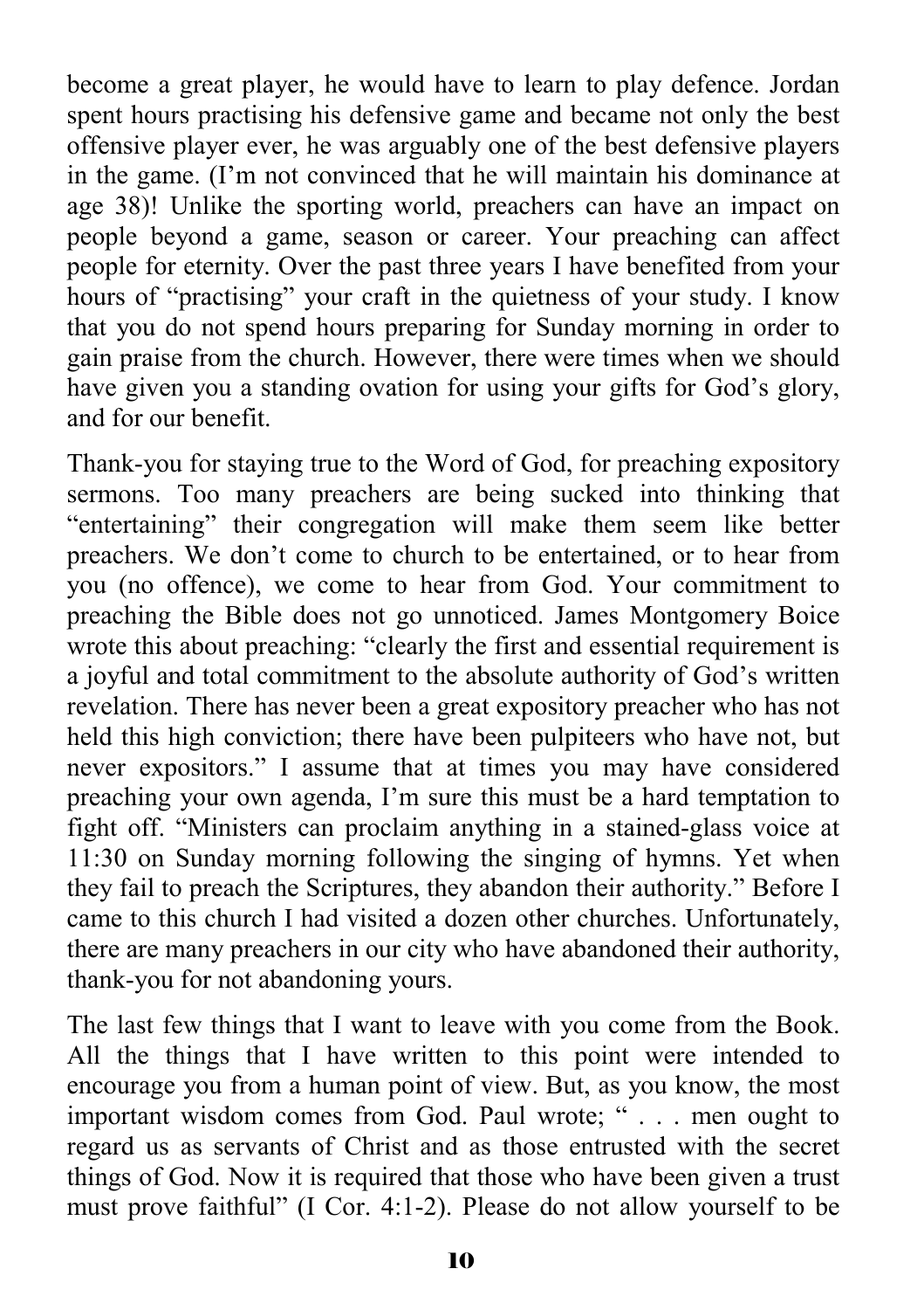become a great player, he would have to learn to play defence. Jordan spent hours practising his defensive game and became not only the best offensive player ever, he was arguably one of the best defensive players in the game. (I'm not convinced that he will maintain his dominance at age 38)! Unlike the sporting world, preachers can have an impact on people beyond a game, season or career. Your preaching can affect people for eternity. Over the past three years I have benefited from your hours of "practising" your craft in the quietness of your study. I know that you do not spend hours preparing for Sunday morning in order to gain praise from the church. However, there were times when we should have given you a standing ovation for using your gifts for God's glory, and for our benefit.

Thank-you for staying true to the Word of God, for preaching expository sermons. Too many preachers are being sucked into thinking that "entertaining" their congregation will make them seem like better preachers. We don't come to church to be entertained, or to hear from you (no offence), we come to hear from God. Your commitment to preaching the Bible does not go unnoticed. James Montgomery Boice wrote this about preaching: "clearly the first and essential requirement is a joyful and total commitment to the absolute authority of God's written revelation. There has never been a great expository preacher who has not held this high conviction; there have been pulpiteers who have not, but never expositors." I assume that at times you may have considered preaching your own agenda, I'm sure this must be a hard temptation to fight off. "Ministers can proclaim anything in a stained-glass voice at 11:30 on Sunday morning following the singing of hymns. Yet when they fail to preach the Scriptures, they abandon their authority." Before I came to this church I had visited a dozen other churches. Unfortunately, there are many preachers in our city who have abandoned their authority, thank-you for not abandoning yours.

The last few things that I want to leave with you come from the Book. All the things that I have written to this point were intended to encourage you from a human point of view. But, as you know, the most important wisdom comes from God. Paul wrote; " . . . men ought to regard us as servants of Christ and as those entrusted with the secret things of God. Now it is required that those who have been given a trust must prove faithful" (I Cor. 4:1-2). Please do not allow yourself to be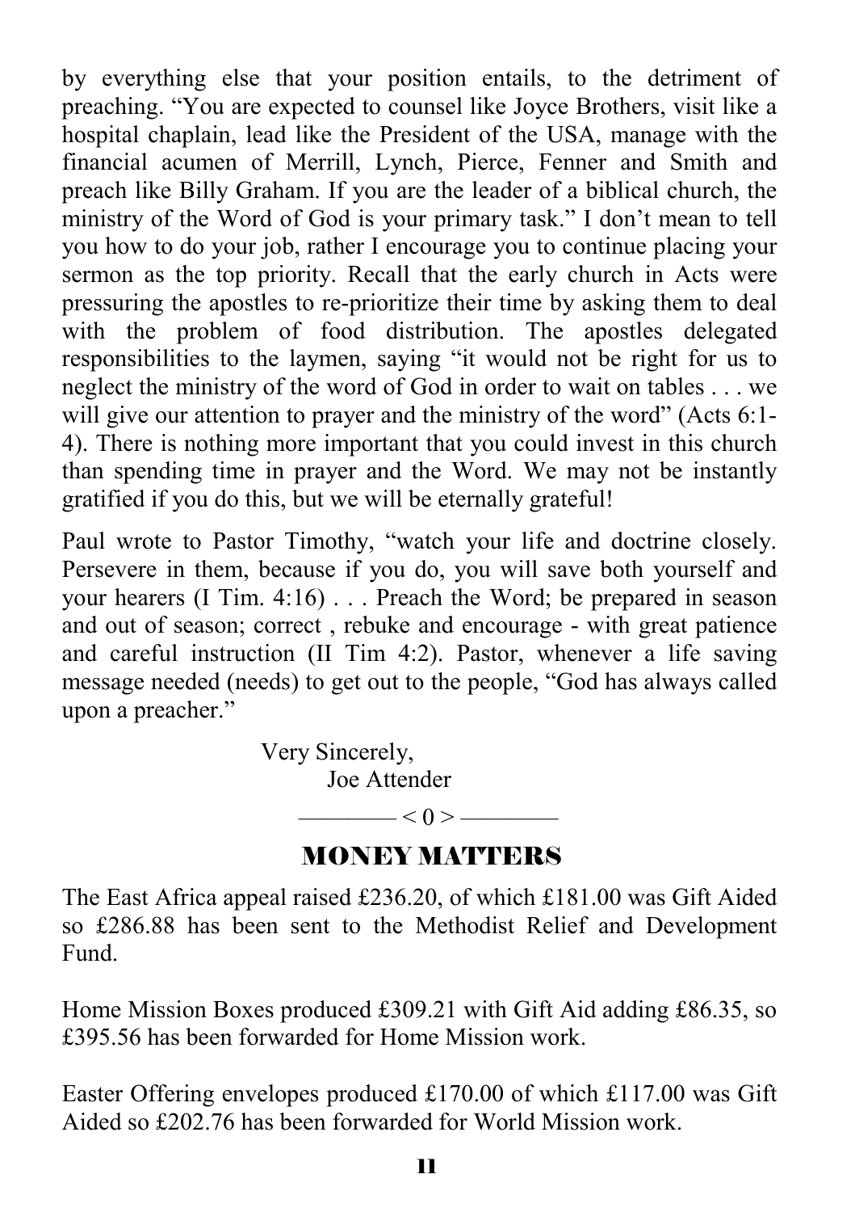by everything else that your position entails, to the detriment of preaching. "You are expected to counsel like Joyce Brothers, visit like a hospital chaplain, lead like the President of the USA, manage with the financial acumen of Merrill, Lynch, Pierce, Fenner and Smith and preach like Billy Graham. If you are the leader of a biblical church, the ministry of the Word of God is your primary task." I don't mean to tell you how to do your job, rather I encourage you to continue placing your sermon as the top priority. Recall that the early church in Acts were pressuring the apostles to re-prioritize their time by asking them to deal with the problem of food distribution. The apostles delegated responsibilities to the laymen, saying "it would not be right for us to neglect the ministry of the word of God in order to wait on tables . . . we will give our attention to prayer and the ministry of the word" (Acts 6:1-4). There is nothing more important that you could invest in this church than spending time in prayer and the Word. We may not be instantly gratified if you do this, but we will be eternally grateful!

Paul wrote to Pastor Timothy, "watch your life and doctrine closely. Persevere in them, because if you do, you will save both yourself and your hearers (I Tim. 4:16) . . . Preach the Word; be prepared in season and out of season; correct , rebuke and encourage - with great patience and careful instruction (II Tim 4:2). Pastor, whenever a life saving message needed (needs) to get out to the people, "God has always called upon a preacher."

Very Sincerely,
Joe Attender

———— < 0 > ————

## MONEY MATTERS

The East Africa appeal raised £236.20, of which £181.00 was Gift Aided so £286.88 has been sent to the Methodist Relief and Development Fund.

Home Mission Boxes produced £309.21 with Gift Aid adding £86.35, so £395.56 has been forwarded for Home Mission work.

Easter Offering envelopes produced £170.00 of which £117.00 was Gift Aided so £202.76 has been forwarded for World Mission work.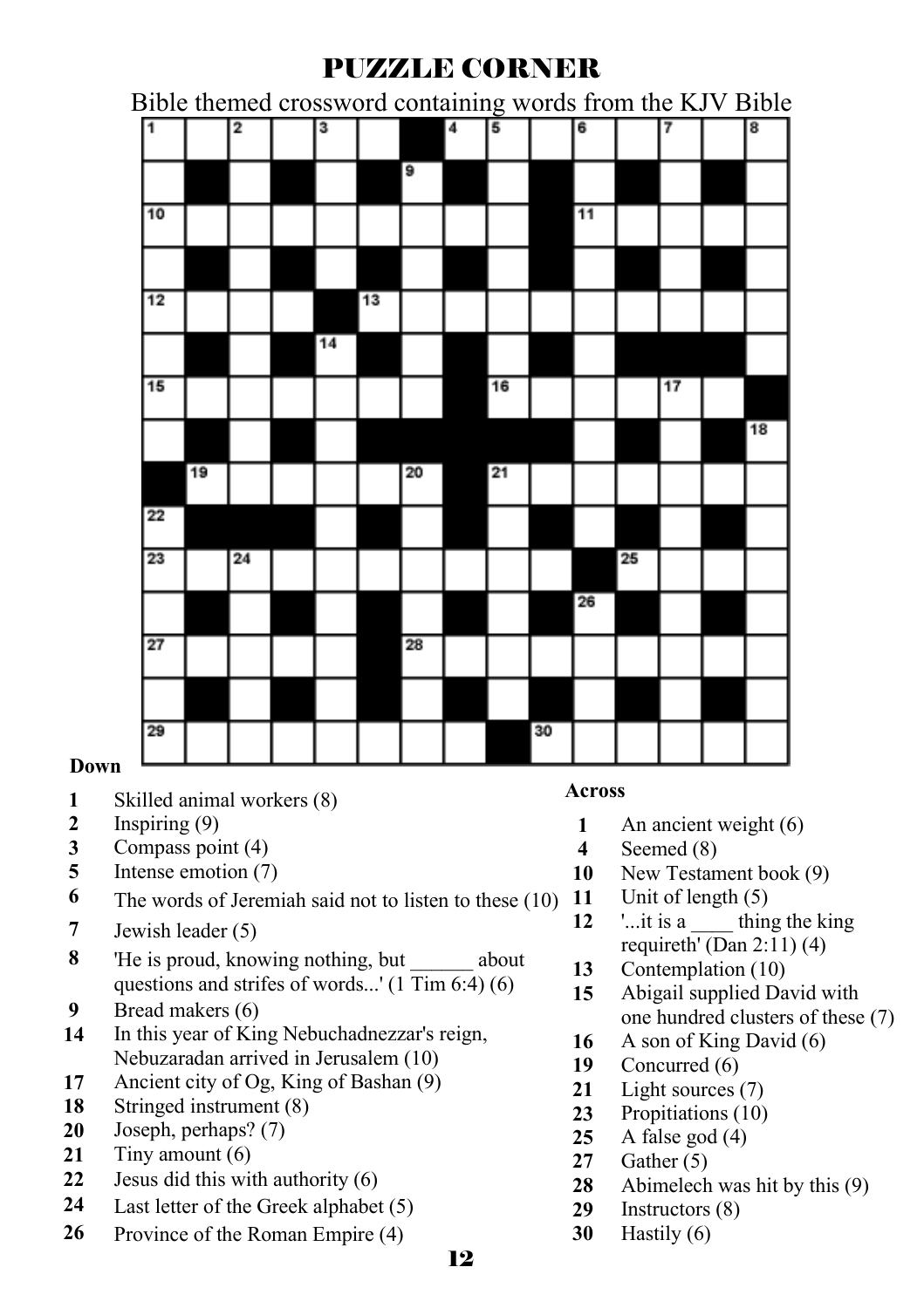# PUZZLE CORNER

Bible themed crossword containing words from the KJV Bible

**Down**

1. Skilled animal workers (8)
2. Inspiring (9)
3. Compass point (4)
5. Intense emotion (7)
6. The words of Jeremiah said not to listen to these (10)
7. Jewish leader (5)
8. 'He is proud, knowing nothing, but ______ about questions and strifes of words...' (1 Tim 6:4) (6)
9. Bread makers (6)
14. In this year of King Nebuchadnezzar's reign, Nebuzaradan arrived in Jerusalem (10)
17. Ancient city of Og, King of Bashan (9)
18. Stringed instrument (8)
20. Joseph, perhaps? (7)
21. Tiny amount (6)
22. Jesus did this with authority (6)
24. Last letter of the Greek alphabet (5)
26. Province of the Roman Empire (4)

**Across**

1. An ancient weight (6)
4. Seemed (8)
10. New Testament book (9)
11. Unit of length (5)
12. '...it is a ____ thing the king requireth' (Dan 2:11) (4)
13. Contemplation (10)
15. Abigail supplied David with one hundred clusters of these (7)
16. A son of King David (6)
19. Concurred (6)
21. Light sources (7)
23. Propitiations (10)
25. A false god (4)
27. Gather (5)
28. Abimelech was hit by this (9)
29. Instructors (8)
30. Hastily (6)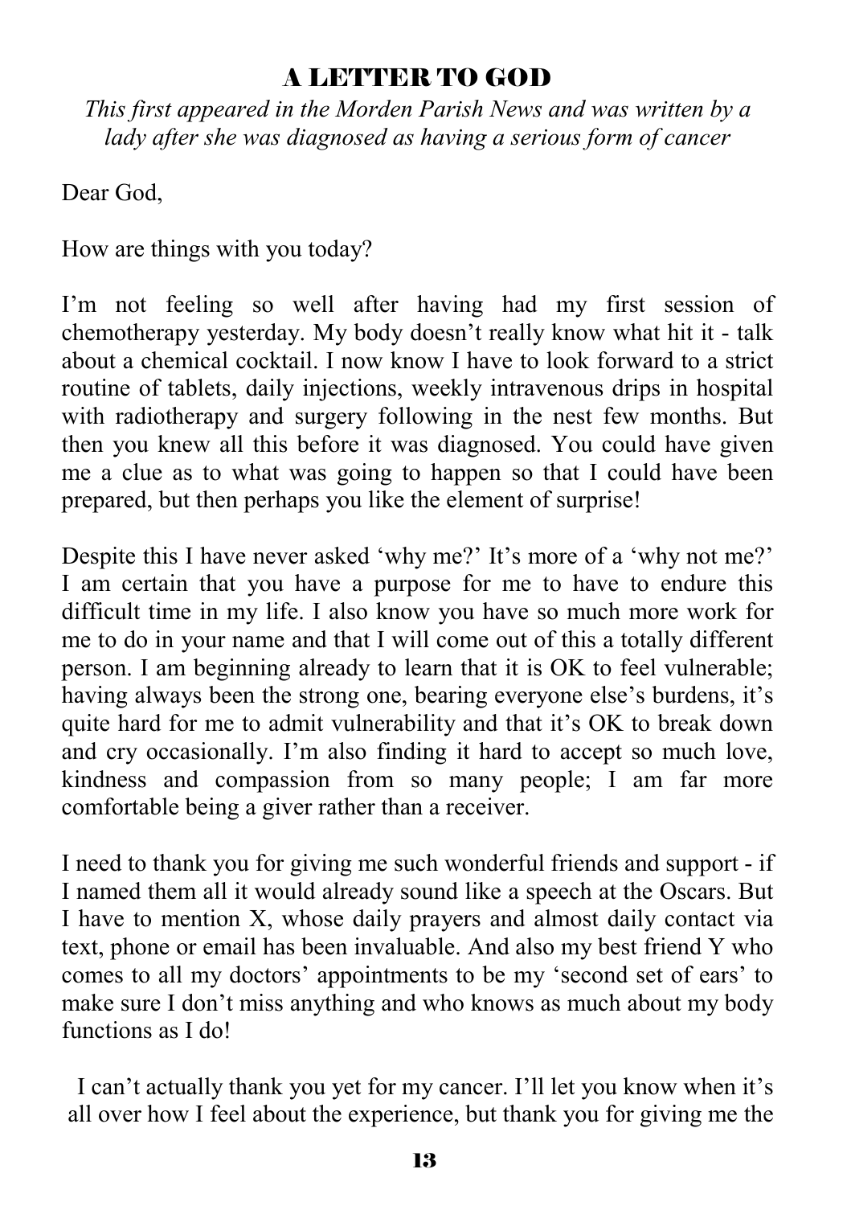# A LETTER TO GOD

*This first appeared in the Morden Parish News and was written by a lady after she was diagnosed as having a serious form of cancer*

Dear God,

How are things with you today?

I'm not feeling so well after having had my first session of chemotherapy yesterday. My body doesn't really know what hit it - talk about a chemical cocktail. I now know I have to look forward to a strict routine of tablets, daily injections, weekly intravenous drips in hospital with radiotherapy and surgery following in the nest few months. But then you knew all this before it was diagnosed. You could have given me a clue as to what was going to happen so that I could have been prepared, but then perhaps you like the element of surprise!

Despite this I have never asked 'why me?' It's more of a 'why not me?' I am certain that you have a purpose for me to have to endure this difficult time in my life. I also know you have so much more work for me to do in your name and that I will come out of this a totally different person. I am beginning already to learn that it is OK to feel vulnerable; having always been the strong one, bearing everyone else's burdens, it's quite hard for me to admit vulnerability and that it's OK to break down and cry occasionally. I'm also finding it hard to accept so much love, kindness and compassion from so many people; I am far more comfortable being a giver rather than a receiver.

I need to thank you for giving me such wonderful friends and support - if I named them all it would already sound like a speech at the Oscars. But I have to mention X, whose daily prayers and almost daily contact via text, phone or email has been invaluable. And also my best friend Y who comes to all my doctors' appointments to be my 'second set of ears' to make sure I don't miss anything and who knows as much about my body functions as I do!

I can't actually thank you yet for my cancer. I'll let you know when it's all over how I feel about the experience, but thank you for giving me the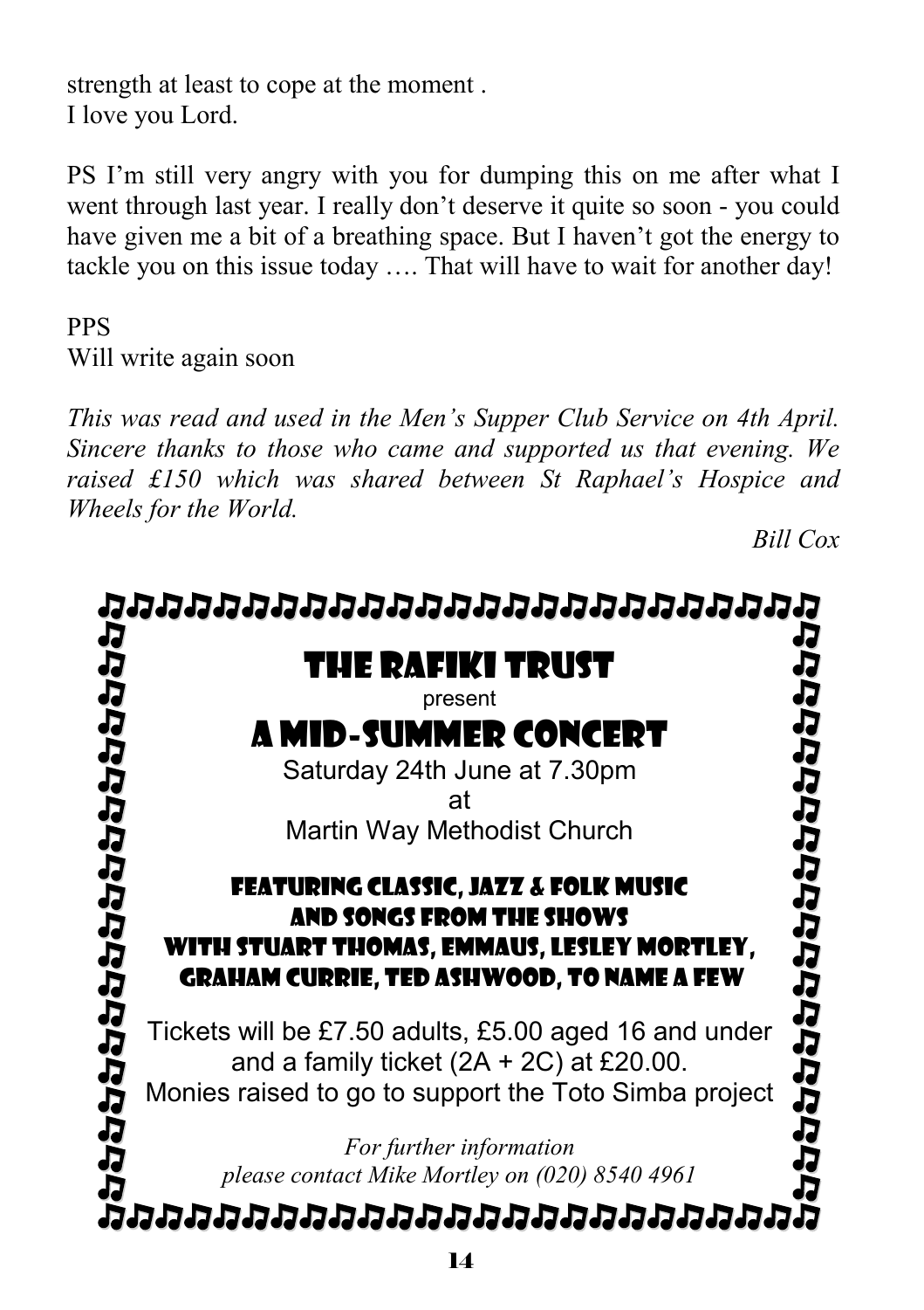strength at least to cope at the moment .
I love you Lord.

PS I'm still very angry with you for dumping this on me after what I went through last year. I really don't deserve it quite so soon - you could have given me a bit of a breathing space. But I haven't got the energy to tackle you on this issue today …. That will have to wait for another day!

PPS
Will write again soon

*This was read and used in the Men's Supper Club Service on 4th April. Sincere thanks to those who came and supported us that evening. We raised £150 which was shared between St Raphael's Hospice and Wheels for the World.*

*Bill Cox*

# THE RAFIKI TRUST

present

# A MID-SUMMER CONCERT

Saturday 24th June at 7.30pm
at
Martin Way Methodist Church

**FEATURING CLASSIC, JAZZ & FOLK MUSIC AND SONGS FROM THE SHOWS WITH STUART THOMAS, EMMAUS, LESLEY MORTLEY, GRAHAM CURRIE, TED ASHWOOD, TO NAME A FEW**

Tickets will be £7.50 adults, £5.00 aged 16 and under and a family ticket (2A + 2C) at £20.00.
Monies raised to go to support the Toto Simba project

*For further information please contact Mike Mortley on (020) 8540 4961*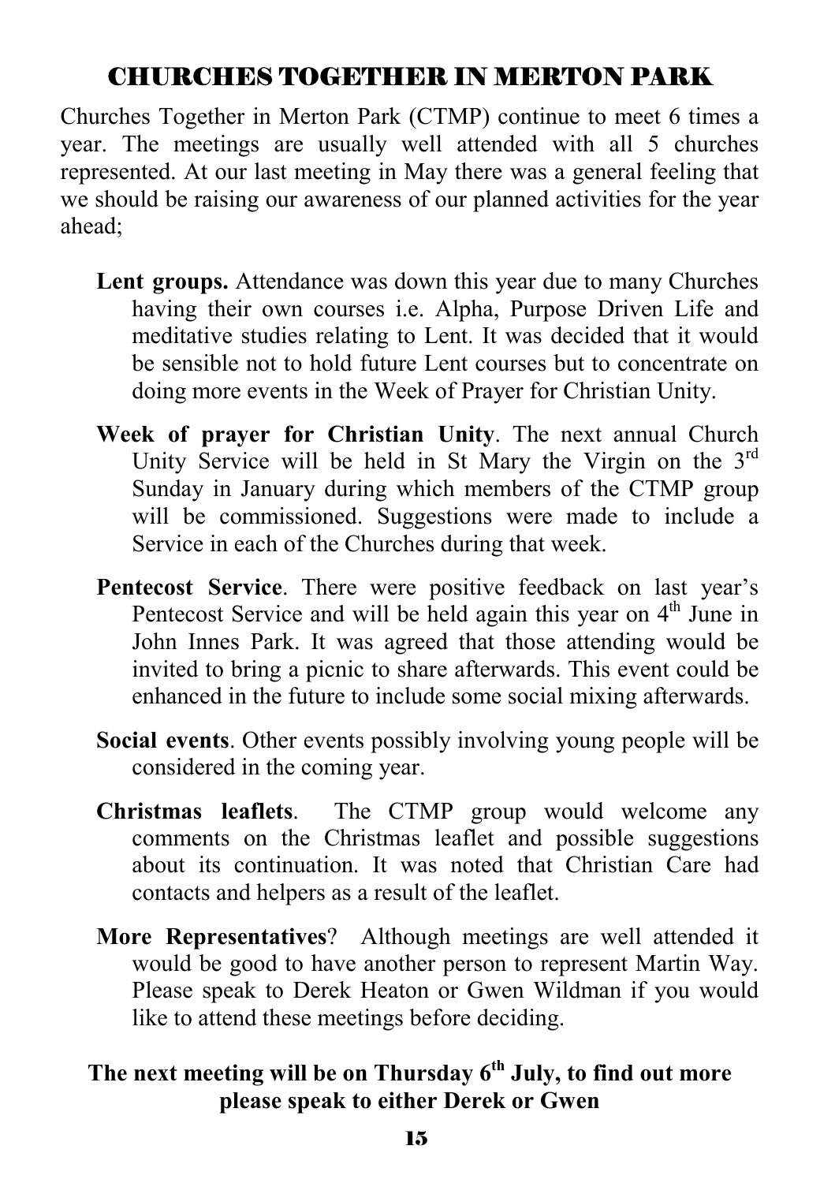# CHURCHES TOGETHER IN MERTON PARK

Churches Together in Merton Park (CTMP) continue to meet 6 times a year. The meetings are usually well attended with all 5 churches represented. At our last meeting in May there was a general feeling that we should be raising our awareness of our planned activities for the year ahead;

**Lent groups.** Attendance was down this year due to many Churches having their own courses i.e. Alpha, Purpose Driven Life and meditative studies relating to Lent. It was decided that it would be sensible not to hold future Lent courses but to concentrate on doing more events in the Week of Prayer for Christian Unity.

**Week of prayer for Christian Unity**. The next annual Church Unity Service will be held in St Mary the Virgin on the 3rd Sunday in January during which members of the CTMP group will be commissioned. Suggestions were made to include a Service in each of the Churches during that week.

**Pentecost Service**. There were positive feedback on last year's Pentecost Service and will be held again this year on 4th June in John Innes Park. It was agreed that those attending would be invited to bring a picnic to share afterwards. This event could be enhanced in the future to include some social mixing afterwards.

**Social events**. Other events possibly involving young people will be considered in the coming year.

**Christmas leaflets**. The CTMP group would welcome any comments on the Christmas leaflet and possible suggestions about its continuation. It was noted that Christian Care had contacts and helpers as a result of the leaflet.

**More Representatives**? Although meetings are well attended it would be good to have another person to represent Martin Way. Please speak to Derek Heaton or Gwen Wildman if you would like to attend these meetings before deciding.

**The next meeting will be on Thursday 6th July, to find out more please speak to either Derek or Gwen**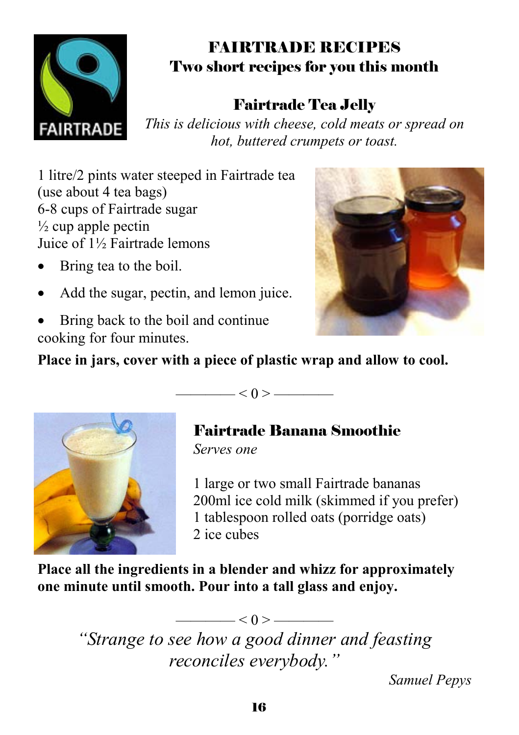# FAIRTRADE RECIPES

## Two short recipes for you this month

### Fairtrade Tea Jelly

*This is delicious with cheese, cold meats or spread on hot, buttered crumpets or toast.*

1 litre/2 pints water steeped in Fairtrade tea (use about 4 tea bags)
6-8 cups of Fairtrade sugar
½ cup apple pectin
Juice of 1½ Fairtrade lemons

- Bring tea to the boil.
- Add the sugar, pectin, and lemon juice.
- Bring back to the boil and continue cooking for four minutes.

**Place in jars, cover with a piece of plastic wrap and allow to cool.**

———— < 0 > ————

### Fairtrade Banana Smoothie

*Serves one*

1 large or two small Fairtrade bananas
200ml ice cold milk (skimmed if you prefer)
1 tablespoon rolled oats (porridge oats)
2 ice cubes

**Place all the ingredients in a blender and whizz for approximately one minute until smooth. Pour into a tall glass and enjoy.**

———— < 0 > ————

*"Strange to see how a good dinner and feasting reconciles everybody."*

*Samuel Pepys*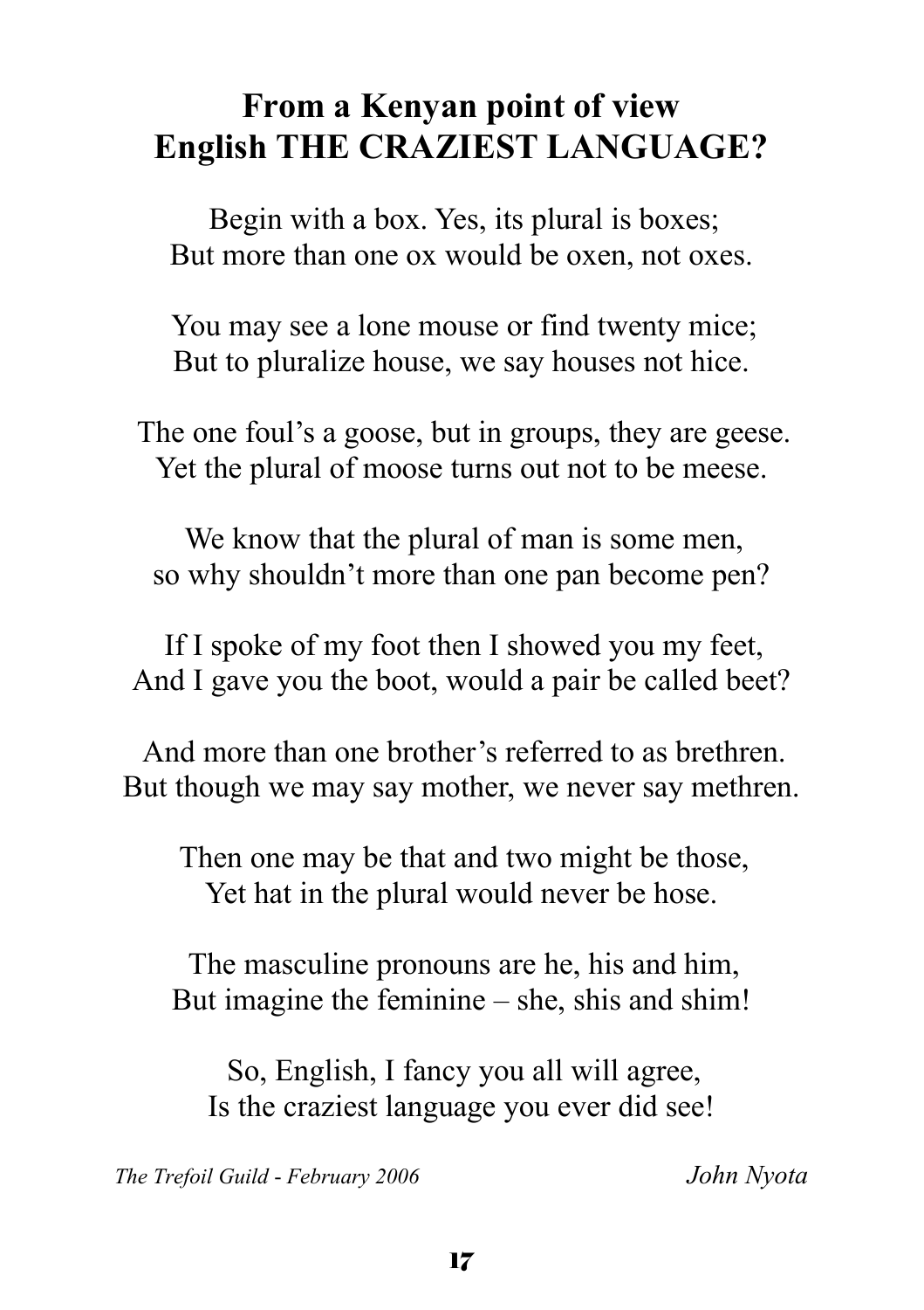# From a Kenyan point of view
# English THE CRAZIEST LANGUAGE?

Begin with a box. Yes, its plural is boxes;
But more than one ox would be oxen, not oxes.

You may see a lone mouse or find twenty mice;
But to pluralize house, we say houses not hice.

The one foul's a goose, but in groups, they are geese.
Yet the plural of moose turns out not to be meese.

We know that the plural of man is some men,
so why shouldn't more than one pan become pen?

If I spoke of my foot then I showed you my feet,
And I gave you the boot, would a pair be called beet?

And more than one brother's referred to as brethren.
But though we may say mother, we never say methren.

Then one may be that and two might be those,
Yet hat in the plural would never be hose.

The masculine pronouns are he, his and him,
But imagine the feminine – she, shis and shim!

So, English, I fancy you all will agree,
Is the craziest language you ever did see!

*The Trefoil Guild - February 2006* *John Nyota*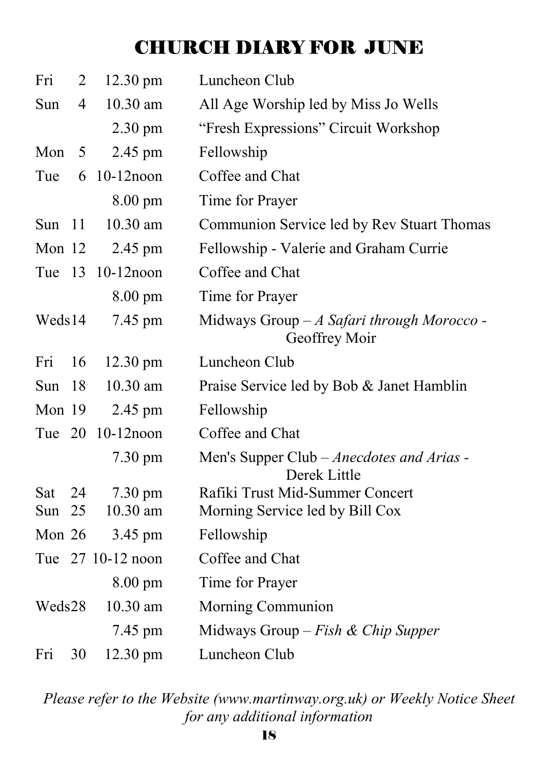# CHURCH DIARY FOR JUNE

| | | | |
|---|---|---|---|
| Fri | 2 | 12.30 pm | Luncheon Club |
| Sun | 4 | 10.30 am | All Age Worship led by Miss Jo Wells |
| | | 2.30 pm | "Fresh Expressions" Circuit Workshop |
| Mon | 5 | 2.45 pm | Fellowship |
| Tue | 6 | 10-12noon | Coffee and Chat |
| | | 8.00 pm | Time for Prayer |
| Sun | 11 | 10.30 am | Communion Service led by Rev Stuart Thomas |
| Mon | 12 | 2.45 pm | Fellowship - Valerie and Graham Currie |
| Tue | 13 | 10-12noon | Coffee and Chat |
| | | 8.00 pm | Time for Prayer |
| Weds | 14 | 7.45 pm | Midways Group – *A Safari through Morocco* - Geoffrey Moir |
| Fri | 16 | 12.30 pm | Luncheon Club |
| Sun | 18 | 10.30 am | Praise Service led by Bob & Janet Hamblin |
| Mon | 19 | 2.45 pm | Fellowship |
| Tue | 20 | 10-12noon | Coffee and Chat |
| | | 7.30 pm | Men's Supper Club – *Anecdotes and Arias* - Derek Little |
| Sat | 24 | 7.30 pm | Rafiki Trust Mid-Summer Concert |
| Sun | 25 | 10.30 am | Morning Service led by Bill Cox |
| Mon | 26 | 3.45 pm | Fellowship |
| Tue | 27 | 10-12 noon | Coffee and Chat |
| | | 8.00 pm | Time for Prayer |
| Weds | 28 | 10.30 am | Morning Communion |
| | | 7.45 pm | Midways Group – *Fish & Chip Supper* |
| Fri | 30 | 12.30 pm | Luncheon Club |

*Please refer to the Website (www.martinway.org.uk) or Weekly Notice Sheet for any additional information*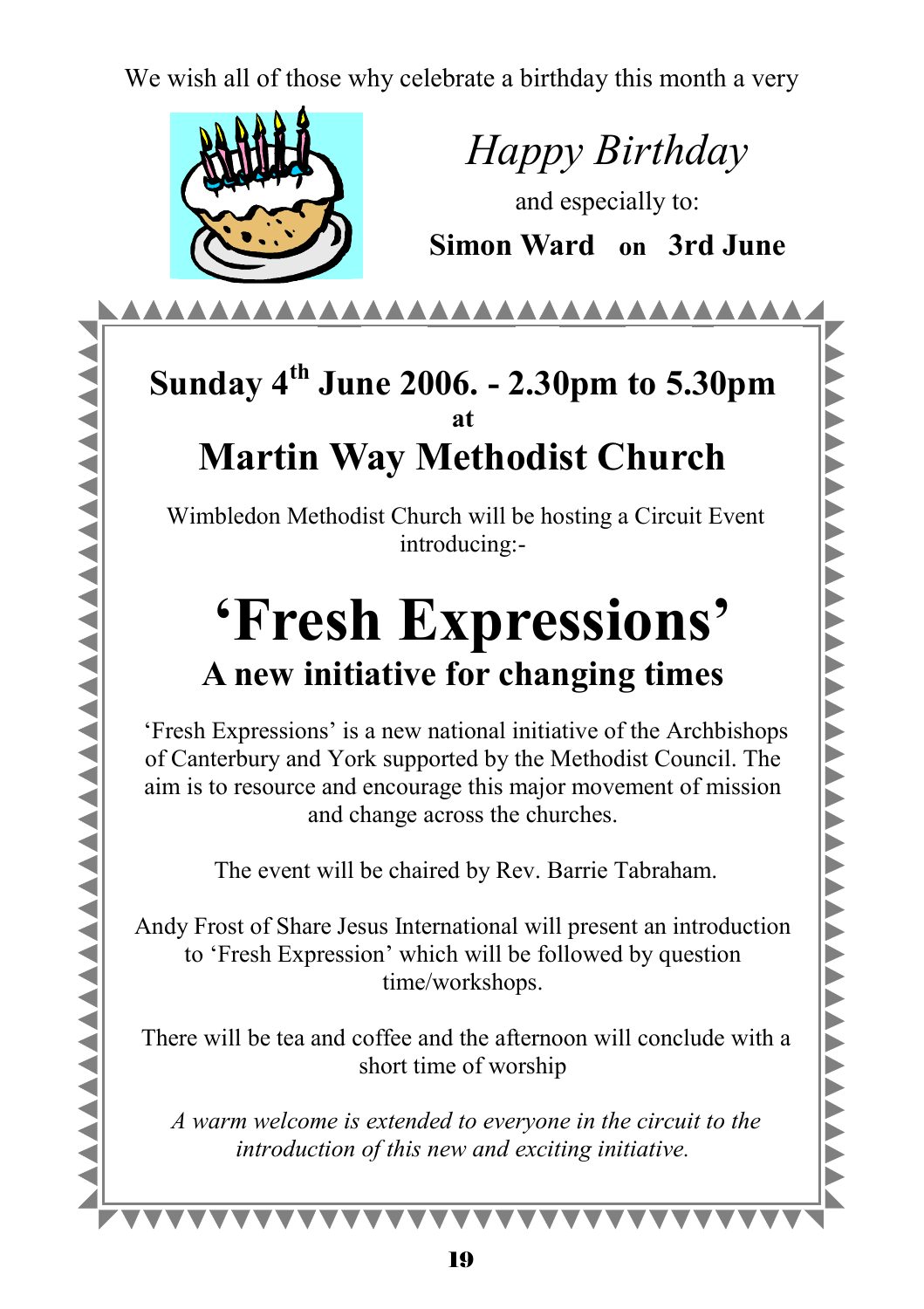We wish all of those why celebrate a birthday this month a very

*Happy Birthday*

and especially to:

**Simon Ward on 3rd June**

## Sunday 4th June 2006. - 2.30pm to 5.30pm

**at**

## Martin Way Methodist Church

Wimbledon Methodist Church will be hosting a Circuit Event introducing:-

# 'Fresh Expressions'

## A new initiative for changing times

'Fresh Expressions' is a new national initiative of the Archbishops of Canterbury and York supported by the Methodist Council. The aim is to resource and encourage this major movement of mission and change across the churches.

The event will be chaired by Rev. Barrie Tabraham.

Andy Frost of Share Jesus International will present an introduction to 'Fresh Expression' which will be followed by question time/workshops.

There will be tea and coffee and the afternoon will conclude with a short time of worship

*A warm welcome is extended to everyone in the circuit to the introduction of this new and exciting initiative.*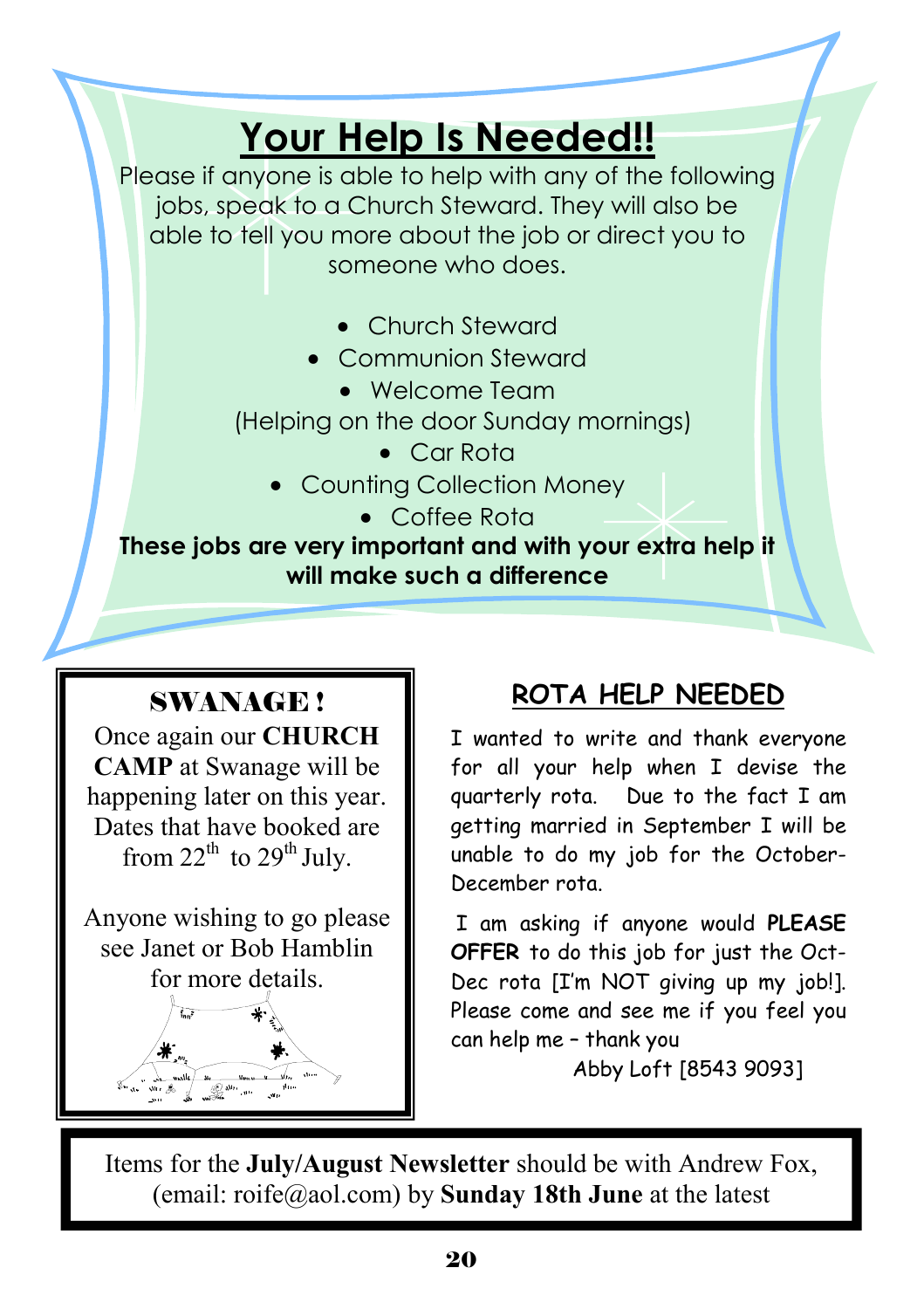# Your Help Is Needed!!

Please if anyone is able to help with any of the following jobs, speak to a Church Steward. They will also be able to tell you more about the job or direct you to someone who does.

- Church Steward
- Communion Steward
- Welcome Team

(Helping on the door Sunday mornings)

- Car Rota
- Counting Collection Money
- Coffee Rota

**These jobs are very important and with your extra help it will make such a difference**

## SWANAGE !

Once again our **CHURCH CAMP** at Swanage will be happening later on this year. Dates that have booked are from 22th to 29th July.

Anyone wishing to go please see Janet or Bob Hamblin for more details.

## ROTA HELP NEEDED

I wanted to write and thank everyone for all your help when I devise the quarterly rota. Due to the fact I am getting married in September I will be unable to do my job for the October-December rota.

I am asking if anyone would **PLEASE OFFER** to do this job for just the Oct-Dec rota [I'm NOT giving up my job!]. Please come and see me if you feel you can help me – thank you

Abby Loft [8543 9093]

Items for the **July/August Newsletter** should be with Andrew Fox, (email: roife@aol.com) by **Sunday 18th June** at the latest